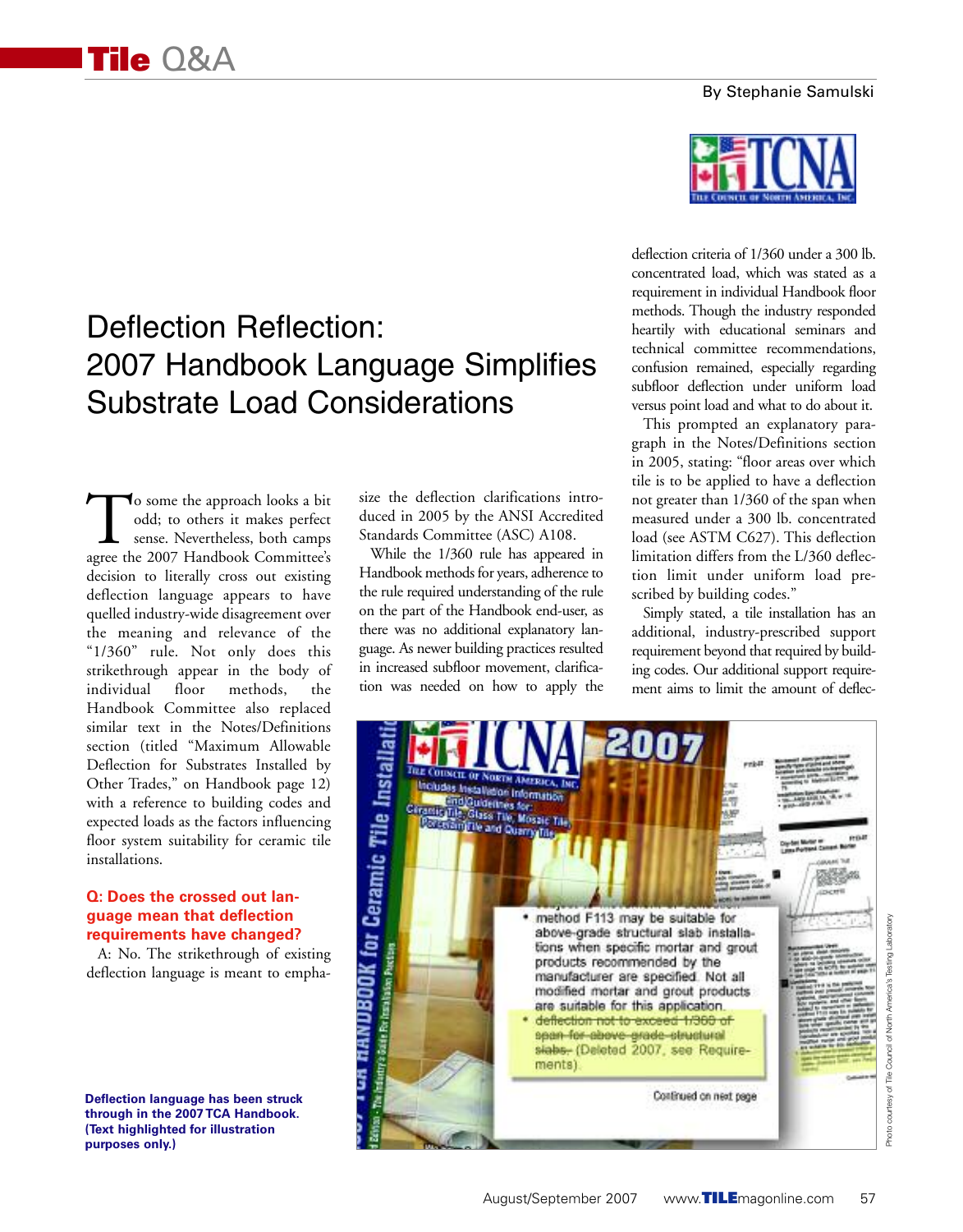# Deflection Reflection: 2007 Handbook Language Simplifies Substrate Load Considerations

By Stephanie Samulski

To some the approach looks a bit odd; to others it makes perfect sense. Nevertheless, both camps agree the 2007 Handbook Committee's decision to literally cross out existing deflection language appears to have quelled industry-wide disagreement over the meaning and relevance of the "1/360" rule. Not only does this strikethrough appear in the body of individual floor methods, the Handbook Committee also replaced similar text in the Notes/Definitions section (titled "Maximum Allowable Deflection for Substrates Installed by Other Trades," on Handbook page 12) with a reference to building codes and expected loads as the factors influencing floor system suitability for ceramic tile installations.

### Q: Does the crossed out language mean that deflection requirements have changed?

A: No. The strikethrough of existing deflection language is meant to emphasize the deflection clarifications introduced in 2005 by the ANSI Accredited Standards Committee (ASC) A108.

While the 1/360 rule has appeared in Handbook methods for years, adherence to the rule required understanding of the rule on the part of the Handbook end-user, as there was no additional explanatory language. As newer building practices resulted in increased subfloor movement, clarification was needed on how to apply the deflection criteria of 1/360 under a 300 lb. concentrated load, which was stated as a requirement in individual Handbook floor methods. Though the industry responded heartily with educational seminars and technical committee recommendations, confusion remained, especially regarding subfloor deflection under uniform load versus point load and what to do about it.

This prompted an explanatory paragraph in the Notes/Definitions section in 2005, stating: "floor areas over which tile is to be applied to have a deflection not greater than 1/360 of the span when measured under a 300 lb. concentrated load (see ASTM C627). This deflection limitation differs from the L/360 deflection limit under uniform load prescribed by building codes."

Simply stated, a tile installation has an additional, industry-prescribed support requirement beyond that required by building codes. Our additional support requirement aims to limit the amount of deflec-

**Deflection language has been struck through in the 2007 TCA Handbook. (Text highlighted for illustration purposes only.)**

Photo courtesy of Tile Council of North America's Testing Laboratory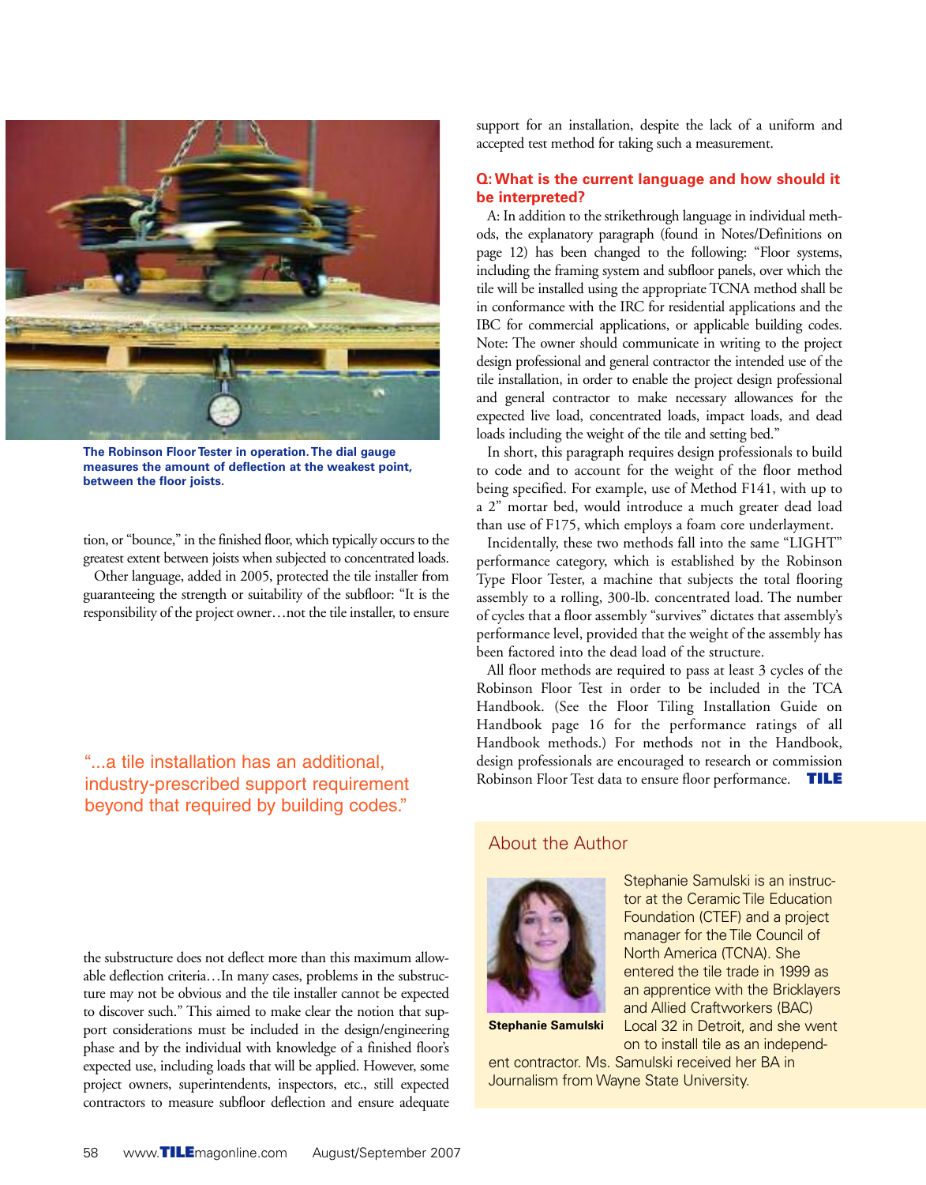The Robinson Floor Tester in operation. The dial gauge measures the amount of deflection at the weakest point, between the floor joists.

tion, or "bounce," in the finished floor, which typically occurs to the greatest extent between joists when subjected to concentrated loads.

Other language, added in 2005, protected the tile installer from guaranteeing the strength or suitability of the subfloor: "It is the responsibility of the project owner…not the tile installer, to ensure

"...a tile installation has an additional, industry-prescribed support requirement beyond that required by building codes."

the substructure does not deflect more than this maximum allowable deflection criteria…In many cases, problems in the substructure may not be obvious and the tile installer cannot be expected to discover such." This aimed to make clear the notion that support considerations must be included in the design/engineering phase and by the individual with knowledge of a finished floor's expected use, including loads that will be applied. However, some project owners, superintendents, inspectors, etc., still expected contractors to measure subfloor deflection and ensure adequate support for an installation, despite the lack of a uniform and accepted test method for taking such a measurement.

**Q: What is the current language and how should it be interpreted?**

A: In addition to the strikethrough language in individual methods, the explanatory paragraph (found in Notes/Definitions on page 12) has been changed to the following: "Floor systems, including the framing system and subfloor panels, over which the tile will be installed using the appropriate TCNA method shall be in conformance with the IRC for residential applications and the IBC for commercial applications, or applicable building codes. Note: The owner should communicate in writing to the project design professional and general contractor the intended use of the tile installation, in order to enable the project design professional and general contractor to make necessary allowances for the expected live load, concentrated loads, impact loads, and dead loads including the weight of the tile and setting bed."

In short, this paragraph requires design professionals to build to code and to account for the weight of the floor method being specified. For example, use of Method F141, with up to a 2" mortar bed, would introduce a much greater dead load than use of F175, which employs a foam core underlayment.

Incidentally, these two methods fall into the same "LIGHT" performance category, which is established by the Robinson Type Floor Tester, a machine that subjects the total flooring assembly to a rolling, 300-lb. concentrated load. The number of cycles that a floor assembly "survives" dictates that assembly's performance level, provided that the weight of the assembly has been factored into the dead load of the structure.

All floor methods are required to pass at least 3 cycles of the Robinson Floor Test in order to be included in the TCA Handbook. (See the Floor Tiling Installation Guide on Handbook page 16 for the performance ratings of all Handbook methods.) For methods not in the Handbook, design professionals are encouraged to research or commission Robinson Floor Test data to ensure floor performance. **TILE**

## About the Author

Stephanie Samulski

Stephanie Samulski is an instructor at the Ceramic Tile Education Foundation (CTEF) and a project manager for the Tile Council of North America (TCNA). She entered the tile trade in 1999 as an apprentice with the Bricklayers and Allied Craftworkers (BAC) Local 32 in Detroit, and she went on to install tile as an independent contractor. Ms. Samulski received her BA in Journalism from Wayne State University.